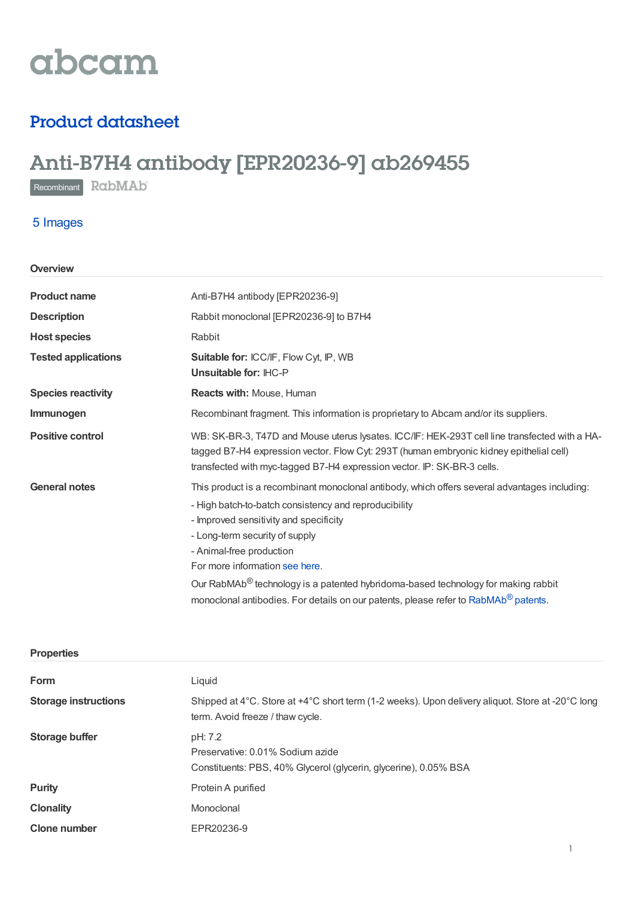abcam

## Product datasheet

# Anti-B7H4 antibody [EPR20236-9] ab269455

Recombinant RabMAb

5 Images

### Overview

| | |
|---|---|
| **Product name** | Anti-B7H4 antibody [EPR20236-9] |
| **Description** | Rabbit monoclonal [EPR20236-9] to B7H4 |
| **Host species** | Rabbit |
| **Tested applications** | **Suitable for:** ICC/IF, Flow Cyt, IP, WB<br>**Unsuitable for:** IHC-P |
| **Species reactivity** | **Reacts with:** Mouse, Human |
| **Immunogen** | Recombinant fragment. This information is proprietary to Abcam and/or its suppliers. |
| **Positive control** | WB: SK-BR-3, T47D and Mouse uterus lysates. ICC/IF: HEK-293T cell line transfected with a HA-tagged B7-H4 expression vector. Flow Cyt: 293T (human embryonic kidney epithelial cell) transfected with myc-tagged B7-H4 expression vector. IP: SK-BR-3 cells. |
| **General notes** | This product is a recombinant monoclonal antibody, which offers several advantages including:<br>- High batch-to-batch consistency and reproducibility<br>- Improved sensitivity and specificity<br>- Long-term security of supply<br>- Animal-free production<br>For more information see here.<br>Our RabMAb® technology is a patented hybridoma-based technology for making rabbit monoclonal antibodies. For details on our patents, please refer to RabMAb® patents. |

### Properties

| | |
|---|---|
| **Form** | Liquid |
| **Storage instructions** | Shipped at 4°C. Store at +4°C short term (1-2 weeks). Upon delivery aliquot. Store at -20°C long term. Avoid freeze / thaw cycle. |
| **Storage buffer** | pH: 7.2<br>Preservative: 0.01% Sodium azide<br>Constituents: PBS, 40% Glycerol (glycerin, glycerine), 0.05% BSA |
| **Purity** | Protein A purified |
| **Clonality** | Monoclonal |
| **Clone number** | EPR20236-9 |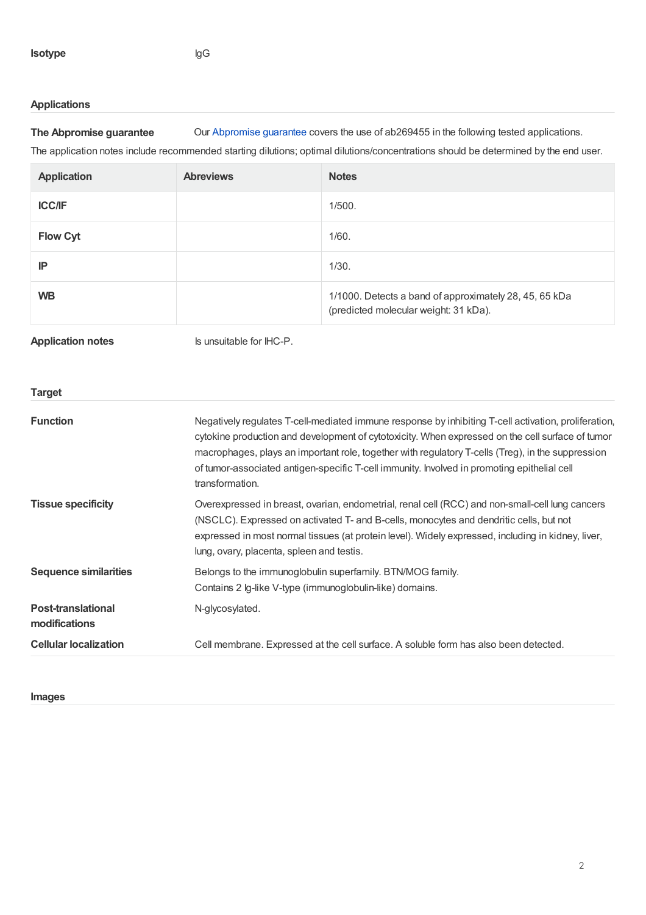**Isotype** IgG

## Applications

**The Abpromise guarantee** Our Abpromise guarantee covers the use of ab269455 in the following tested applications.

The application notes include recommended starting dilutions; optimal dilutions/concentrations should be determined by the end user.

| Application | Abreviews | Notes |
|---|---|---|
| **ICC/IF** | | 1/500. |
| **Flow Cyt** | | 1/60. |
| **IP** | | 1/30. |
| **WB** | | 1/1000. Detects a band of approximately 28, 45, 65 kDa (predicted molecular weight: 31 kDa). |

**Application notes** Is unsuitable for IHC-P.

## Target

**Function** Negatively regulates T-cell-mediated immune response by inhibiting T-cell activation, proliferation, cytokine production and development of cytotoxicity. When expressed on the cell surface of tumor macrophages, plays an important role, together with regulatory T-cells (Treg), in the suppression of tumor-associated antigen-specific T-cell immunity. Involved in promoting epithelial cell transformation.

**Tissue specificity** Overexpressed in breast, ovarian, endometrial, renal cell (RCC) and non-small-cell lung cancers (NSCLC). Expressed on activated T- and B-cells, monocytes and dendritic cells, but not expressed in most normal tissues (at protein level). Widely expressed, including in kidney, liver, lung, ovary, placenta, spleen and testis.

**Sequence similarities** Belongs to the immunoglobulin superfamily. BTN/MOG family.
Contains 2 Ig-like V-type (immunoglobulin-like) domains.

**Post-translational modifications** N-glycosylated.

**Cellular localization** Cell membrane. Expressed at the cell surface. A soluble form has also been detected.

## Images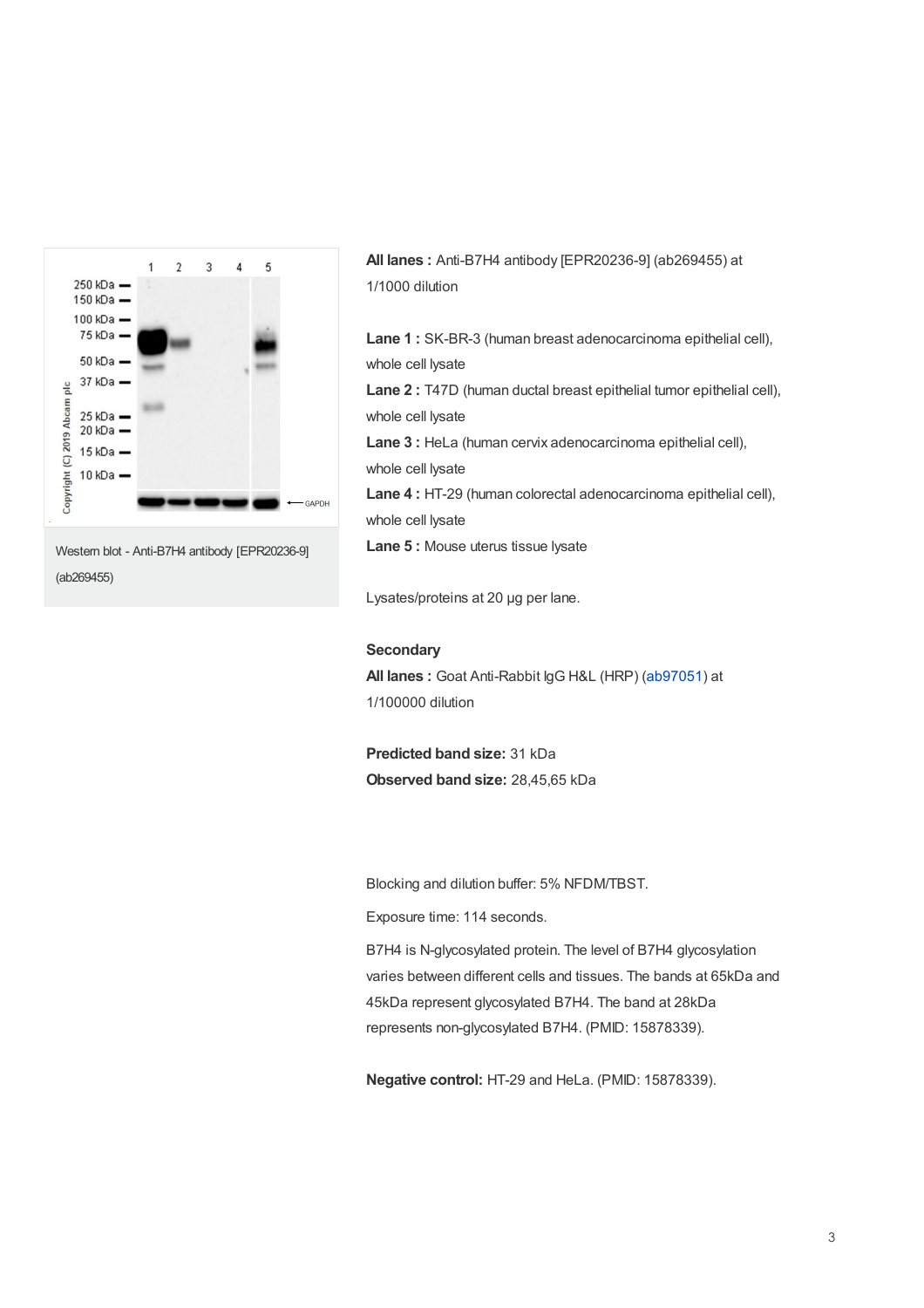Western blot - Anti-B7H4 antibody [EPR20236-9] (ab269455)

**All lanes :** Anti-B7H4 antibody [EPR20236-9] (ab269455) at 1/1000 dilution

**Lane 1 :** SK-BR-3 (human breast adenocarcinoma epithelial cell), whole cell lysate
**Lane 2 :** T47D (human ductal breast epithelial tumor epithelial cell), whole cell lysate
**Lane 3 :** HeLa (human cervix adenocarcinoma epithelial cell), whole cell lysate
**Lane 4 :** HT-29 (human colorectal adenocarcinoma epithelial cell), whole cell lysate
**Lane 5 :** Mouse uterus tissue lysate

Lysates/proteins at 20 µg per lane.

**Secondary**
**All lanes :** Goat Anti-Rabbit IgG H&L (HRP) (ab97051) at 1/100000 dilution

**Predicted band size:** 31 kDa
**Observed band size:** 28,45,65 kDa

Blocking and dilution buffer: 5% NFDM/TBST.

Exposure time: 114 seconds.

B7H4 is N-glycosylated protein. The level of B7H4 glycosylation varies between different cells and tissues. The bands at 65kDa and 45kDa represent glycosylated B7H4. The band at 28kDa represents non-glycosylated B7H4. (PMID: 15878339).

**Negative control:** HT-29 and HeLa. (PMID: 15878339).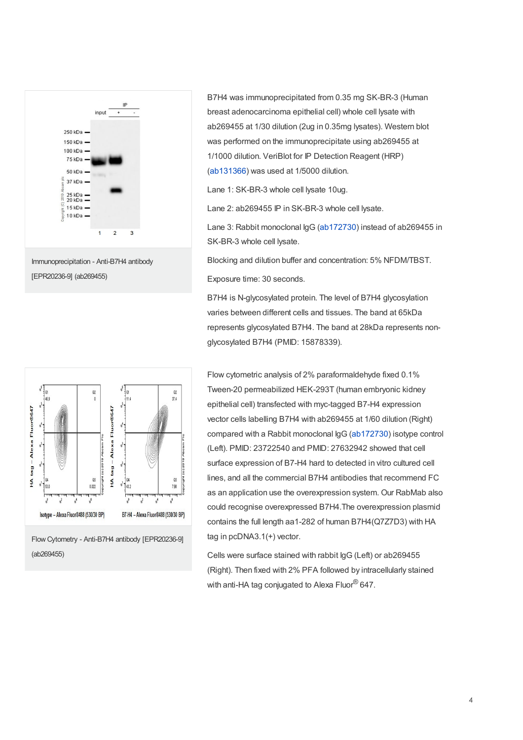Immunoprecipitation - Anti-B7H4 antibody [EPR20236-9] (ab269455)

B7H4 was immunoprecipitated from 0.35 mg SK-BR-3 (Human breast adenocarcinoma epithelial cell) whole cell lysate with ab269455 at 1/30 dilution (2ug in 0.35mg lysates). Western blot was performed on the immunoprecipitate using ab269455 at 1/1000 dilution. VeriBlot for IP Detection Reagent (HRP) (ab131366) was used at 1/5000 dilution.

Lane 1: SK-BR-3 whole cell lysate 10ug.

Lane 2: ab269455 IP in SK-BR-3 whole cell lysate.

Lane 3: Rabbit monoclonal IgG (ab172730) instead of ab269455 in SK-BR-3 whole cell lysate.

Blocking and dilution buffer and concentration: 5% NFDM/TBST.

Exposure time: 30 seconds.

B7H4 is N-glycosylated protein. The level of B7H4 glycosylation varies between different cells and tissues. The band at 65kDa represents glycosylated B7H4. The band at 28kDa represents non-glycosylated B7H4 (PMID: 15878339).

Flow Cytometry - Anti-B7H4 antibody [EPR20236-9] (ab269455)

Flow cytometric analysis of 2% paraformaldehyde fixed 0.1% Tween-20 permeabilized HEK-293T (human embryonic kidney epithelial cell) transfected with myc-tagged B7-H4 expression vector cells labelling B7H4 with ab269455 at 1/60 dilution (Right) compared with a Rabbit monoclonal IgG (ab172730) isotype control (Left). PMID: 23722540 and PMID: 27632942 showed that cell surface expression of B7-H4 hard to detected in vitro cultured cell lines, and all the commercial B7H4 antibodies that recommend FC as an application use the overexpression system. Our RabMab also could recognise overexpressed B7H4.The overexpression plasmid contains the full length aa1-282 of human B7H4(Q7Z7D3) with HA tag in pcDNA3.1(+) vector.

Cells were surface stained with rabbit IgG (Left) or ab269455 (Right). Then fixed with 2% PFA followed by intracellularly stained with anti-HA tag conjugated to Alexa Fluor® 647.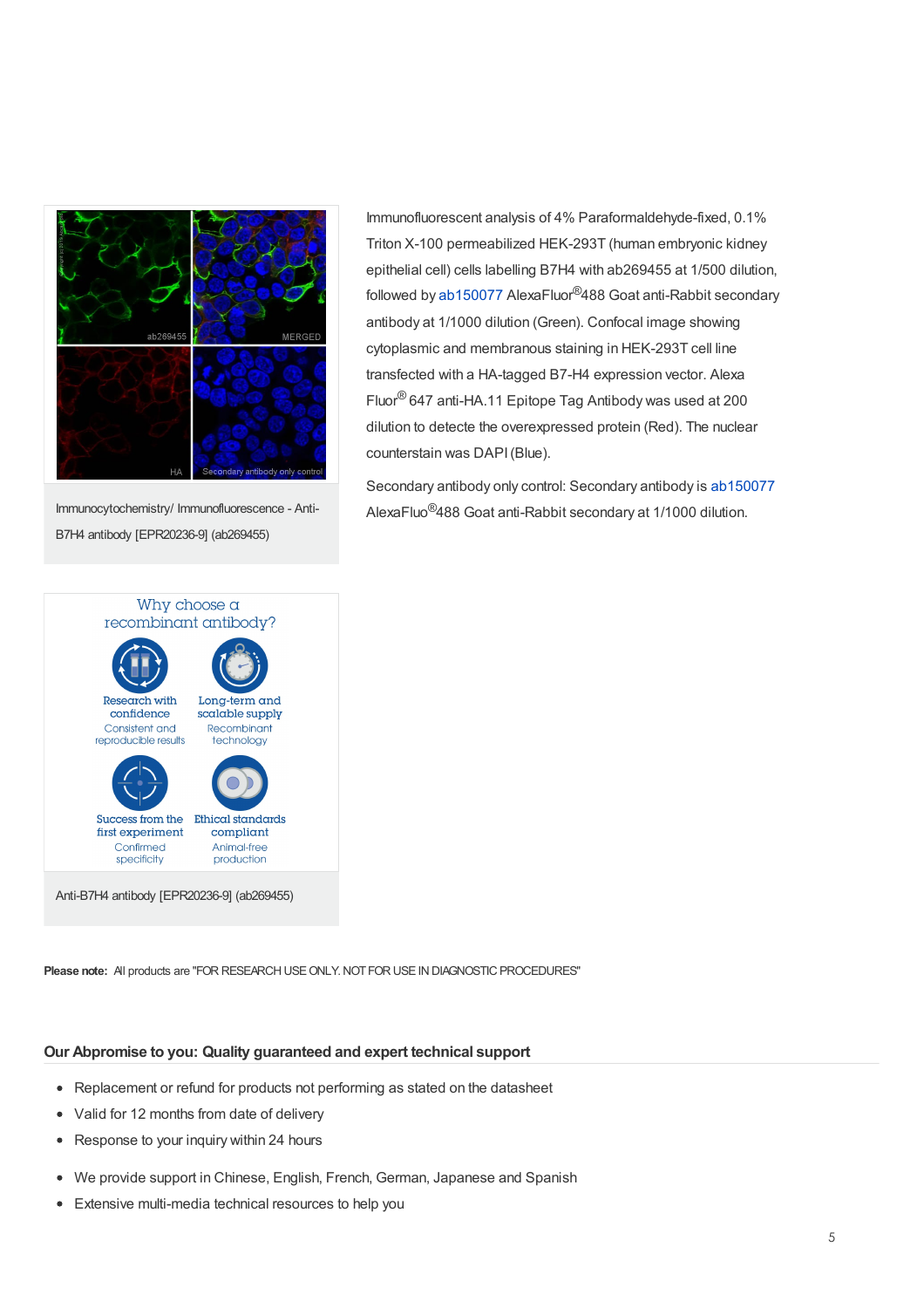Immunocytochemistry/ Immunofluorescence - Anti-B7H4 antibody [EPR20236-9] (ab269455)

Immunofluorescent analysis of 4% Paraformaldehyde-fixed, 0.1% Triton X-100 permeabilized HEK-293T (human embryonic kidney epithelial cell) cells labelling B7H4 with ab269455 at 1/500 dilution, followed by ab150077 AlexaFluor®488 Goat anti-Rabbit secondary antibody at 1/1000 dilution (Green). Confocal image showing cytoplasmic and membranous staining in HEK-293T cell line transfected with a HA-tagged B7-H4 expression vector. Alexa Fluor® 647 anti-HA.11 Epitope Tag Antibody was used at 200 dilution to detecte the overexpressed protein (Red). The nuclear counterstain was DAPI (Blue).

Secondary antibody only control: Secondary antibody is ab150077 AlexaFluo®488 Goat anti-Rabbit secondary at 1/1000 dilution.

Anti-B7H4 antibody [EPR20236-9] (ab269455)

**Please note:** All products are "FOR RESEARCH USE ONLY. NOT FOR USE IN DIAGNOSTIC PROCEDURES"

## Our Abpromise to you: Quality guaranteed and expert technical support

- Replacement or refund for products not performing as stated on the datasheet
- Valid for 12 months from date of delivery
- Response to your inquiry within 24 hours

- We provide support in Chinese, English, French, German, Japanese and Spanish
- Extensive multi-media technical resources to help you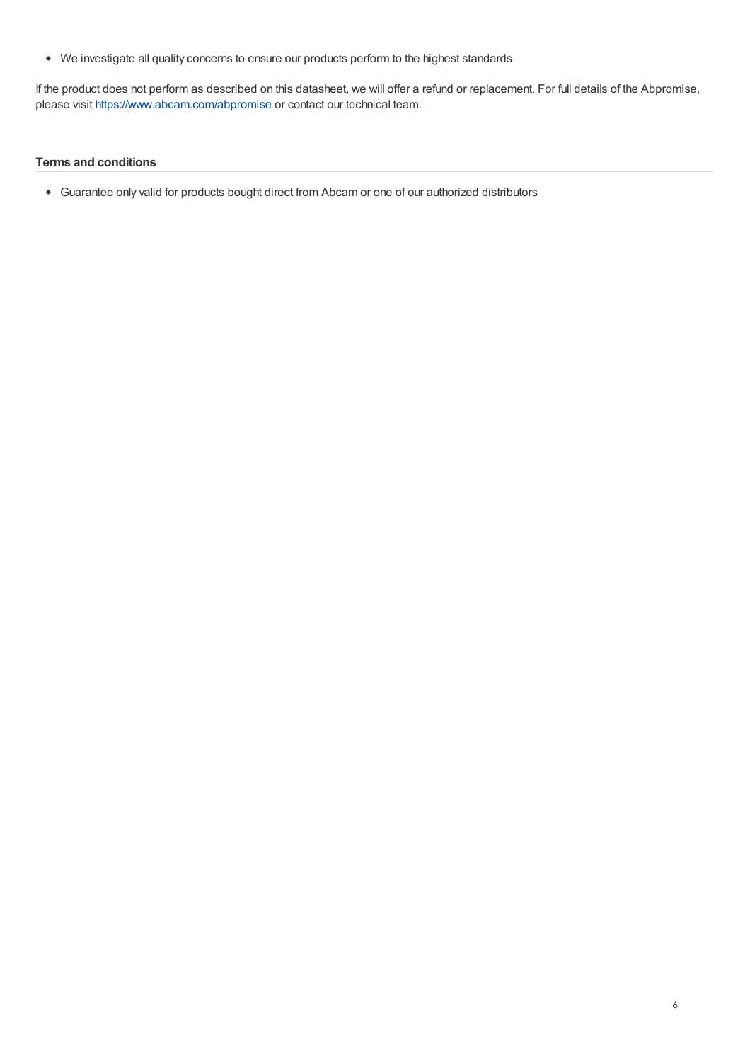- We investigate all quality concerns to ensure our products perform to the highest standards

If the product does not perform as described on this datasheet, we will offer a refund or replacement. For full details of the Abpromise, please visit https://www.abcam.com/abpromise or contact our technical team.

## Terms and conditions

- Guarantee only valid for products bought direct from Abcam or one of our authorized distributors